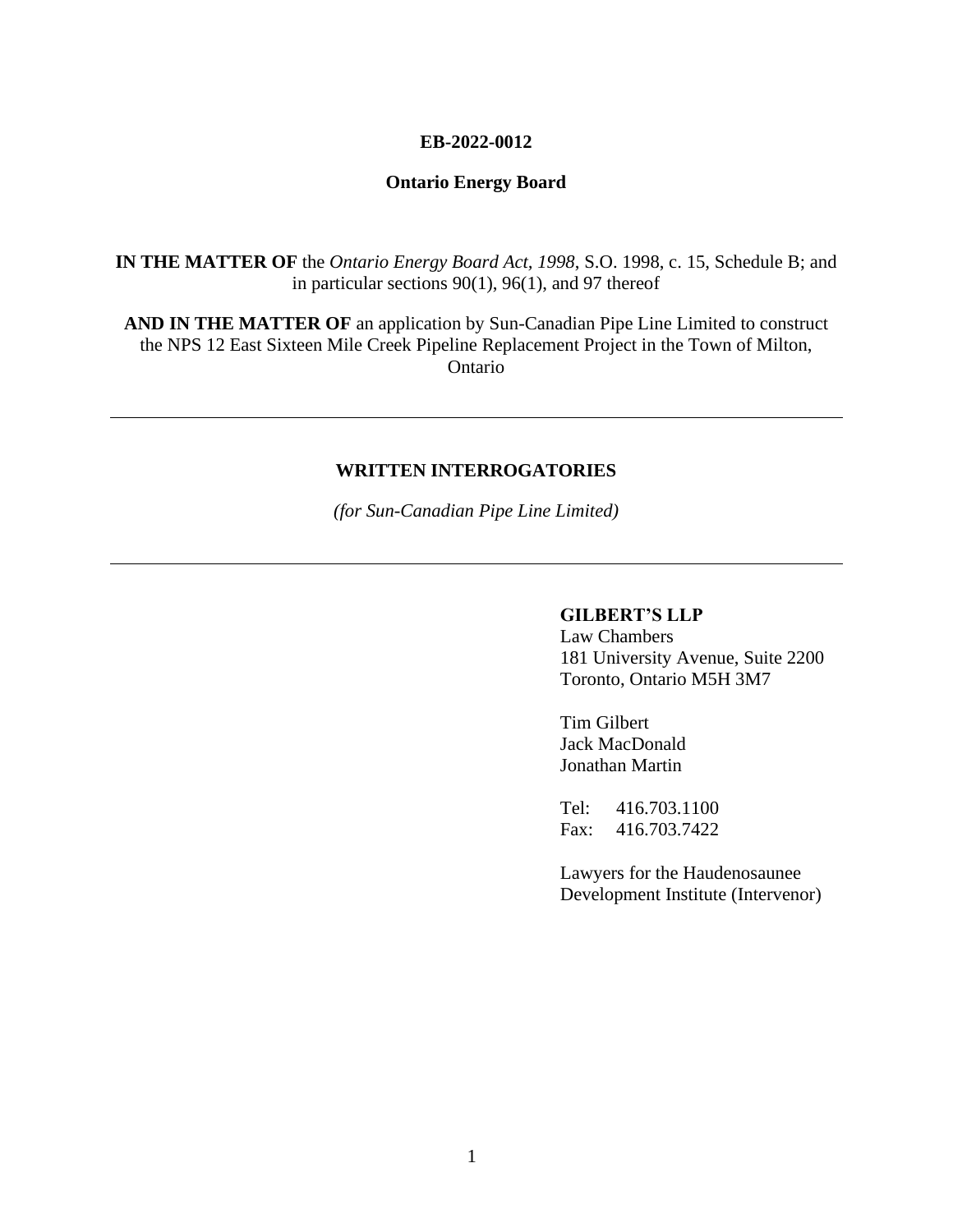**EB-2022-0012**

**Ontario Energy Board**

**IN THE MATTER OF** the *Ontario Energy Board Act, 1998*, S.O. 1998, c. 15, Schedule B; and in particular sections 90(1), 96(1), and 97 thereof

**AND IN THE MATTER OF** an application by Sun-Canadian Pipe Line Limited to construct the NPS 12 East Sixteen Mile Creek Pipeline Replacement Project in the Town of Milton, Ontario

---

**WRITTEN INTERROGATORIES**

*(for Sun-Canadian Pipe Line Limited)*

---

**GILBERT'S LLP**
Law Chambers
181 University Avenue, Suite 2200
Toronto, Ontario M5H 3M7

Tim Gilbert
Jack MacDonald
Jonathan Martin

Tel: 416.703.1100
Fax: 416.703.7422

Lawyers for the Haudenosaunee Development Institute (Intervenor)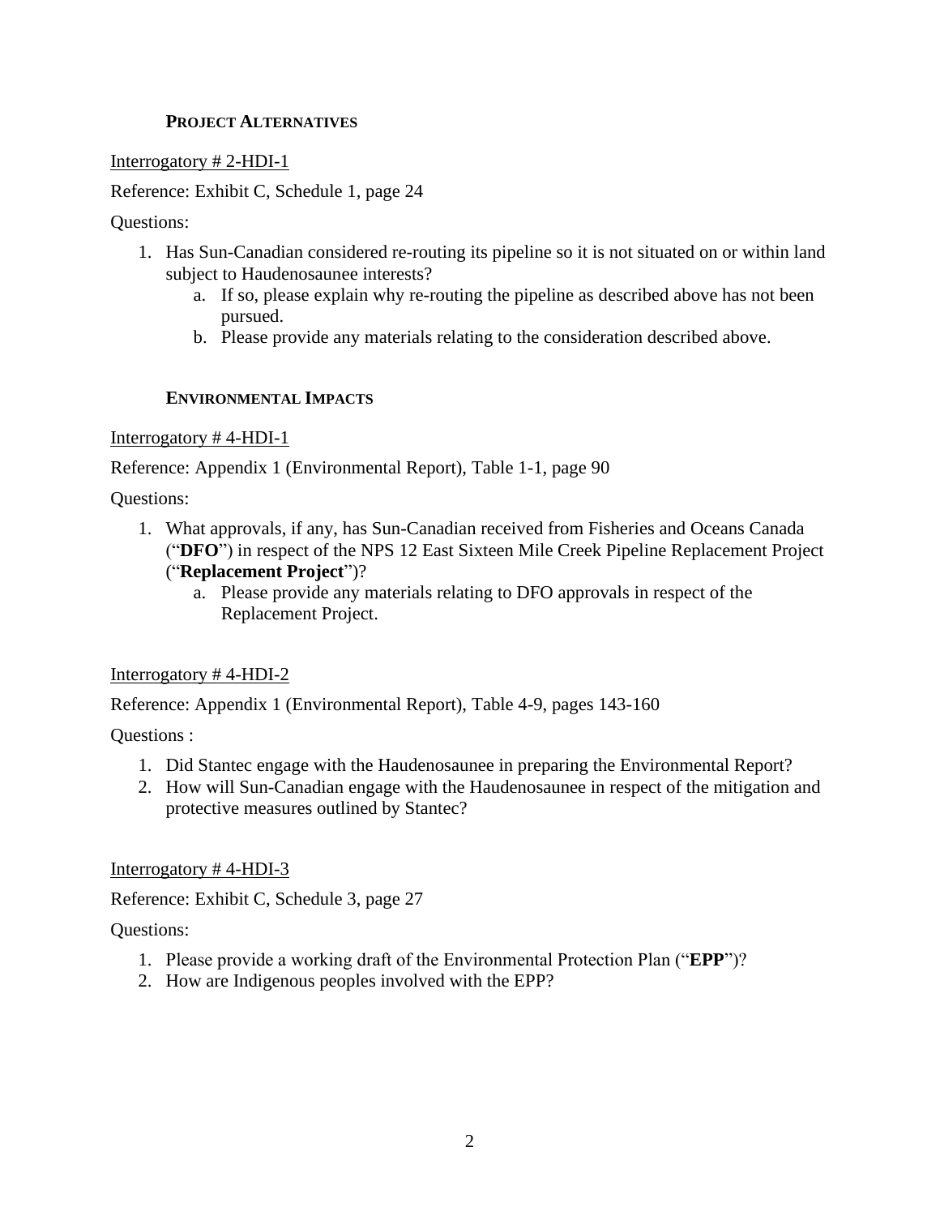## **PROJECT ALTERNATIVES**

Interrogatory # 2-HDI-1

Reference: Exhibit C, Schedule 1, page 24

Questions:

1. Has Sun-Canadian considered re-routing its pipeline so it is not situated on or within land subject to Haudenosaunee interests?
    a. If so, please explain why re-routing the pipeline as described above has not been pursued.
    b. Please provide any materials relating to the consideration described above.

## **ENVIRONMENTAL IMPACTS**

Interrogatory # 4-HDI-1

Reference: Appendix 1 (Environmental Report), Table 1-1, page 90

Questions:

1. What approvals, if any, has Sun-Canadian received from Fisheries and Oceans Canada ("**DFO**") in respect of the NPS 12 East Sixteen Mile Creek Pipeline Replacement Project ("**Replacement Project**")?
    a. Please provide any materials relating to DFO approvals in respect of the Replacement Project.

Interrogatory # 4-HDI-2

Reference: Appendix 1 (Environmental Report), Table 4-9, pages 143-160

Questions :

1. Did Stantec engage with the Haudenosaunee in preparing the Environmental Report?
2. How will Sun-Canadian engage with the Haudenosaunee in respect of the mitigation and protective measures outlined by Stantec?

Interrogatory # 4-HDI-3

Reference: Exhibit C, Schedule 3, page 27

Questions:

1. Please provide a working draft of the Environmental Protection Plan ("**EPP**")?
2. How are Indigenous peoples involved with the EPP?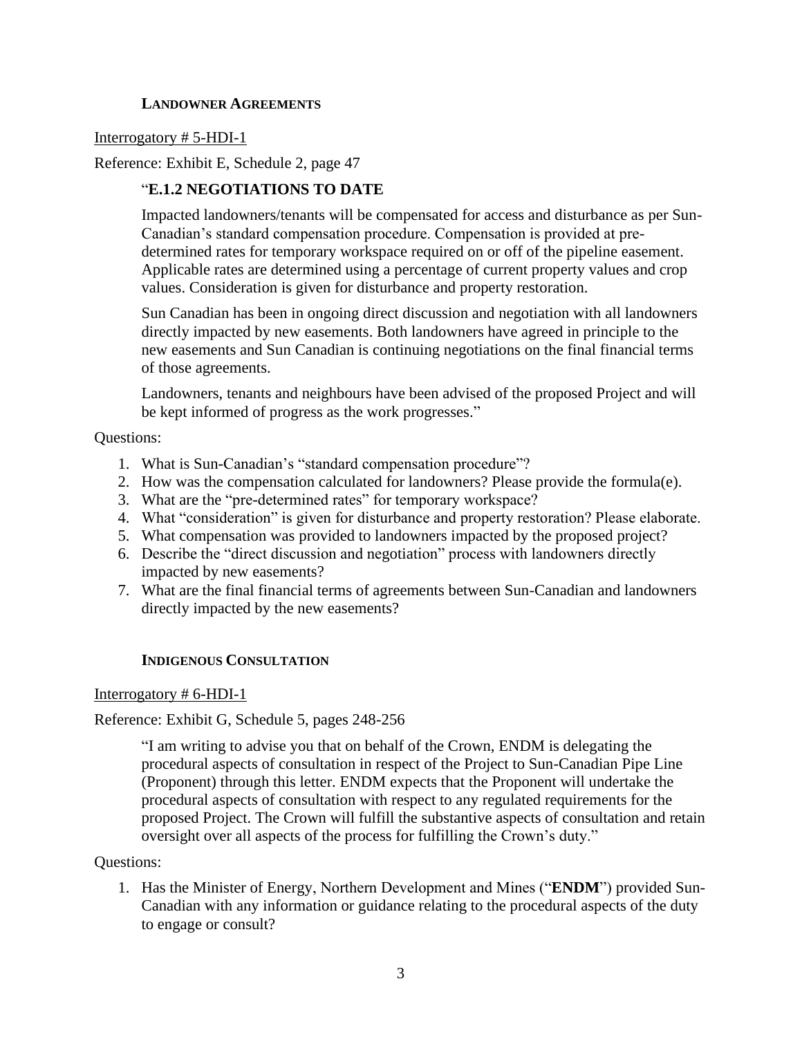### LANDOWNER AGREEMENTS

Interrogatory # 5-HDI-1

Reference: Exhibit E, Schedule 2, page 47

> "**E.1.2 NEGOTIATIONS TO DATE**
>
> Impacted landowners/tenants will be compensated for access and disturbance as per Sun-Canadian's standard compensation procedure. Compensation is provided at pre-determined rates for temporary workspace required on or off of the pipeline easement. Applicable rates are determined using a percentage of current property values and crop values. Consideration is given for disturbance and property restoration.
>
> Sun Canadian has been in ongoing direct discussion and negotiation with all landowners directly impacted by new easements. Both landowners have agreed in principle to the new easements and Sun Canadian is continuing negotiations on the final financial terms of those agreements.
>
> Landowners, tenants and neighbours have been advised of the proposed Project and will be kept informed of progress as the work progresses."

Questions:

1. What is Sun-Canadian's "standard compensation procedure"?
2. How was the compensation calculated for landowners? Please provide the formula(e).
3. What are the "pre-determined rates" for temporary workspace?
4. What "consideration" is given for disturbance and property restoration? Please elaborate.
5. What compensation was provided to landowners impacted by the proposed project?
6. Describe the "direct discussion and negotiation" process with landowners directly impacted by new easements?
7. What are the final financial terms of agreements between Sun-Canadian and landowners directly impacted by the new easements?

### INDIGENOUS CONSULTATION

Interrogatory # 6-HDI-1

Reference: Exhibit G, Schedule 5, pages 248-256

> "I am writing to advise you that on behalf of the Crown, ENDM is delegating the procedural aspects of consultation in respect of the Project to Sun-Canadian Pipe Line (Proponent) through this letter. ENDM expects that the Proponent will undertake the procedural aspects of consultation with respect to any regulated requirements for the proposed Project. The Crown will fulfill the substantive aspects of consultation and retain oversight over all aspects of the process for fulfilling the Crown's duty."

Questions:

1. Has the Minister of Energy, Northern Development and Mines ("**ENDM**") provided Sun-Canadian with any information or guidance relating to the procedural aspects of the duty to engage or consult?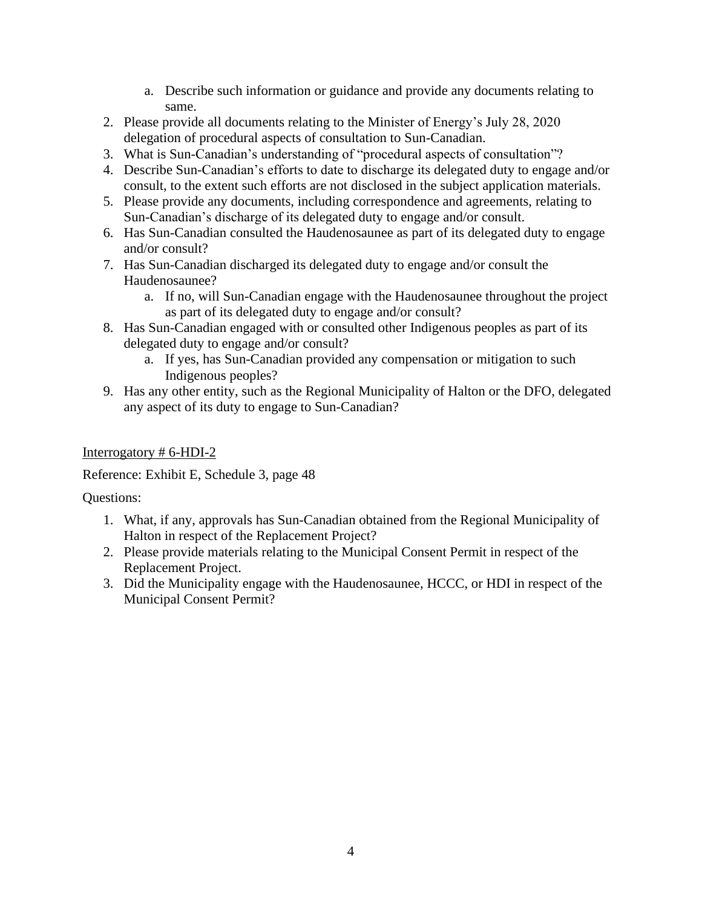a. Describe such information or guidance and provide any documents relating to same.
2. Please provide all documents relating to the Minister of Energy's July 28, 2020 delegation of procedural aspects of consultation to Sun-Canadian.
3. What is Sun-Canadian's understanding of "procedural aspects of consultation"?
4. Describe Sun-Canadian's efforts to date to discharge its delegated duty to engage and/or consult, to the extent such efforts are not disclosed in the subject application materials.
5. Please provide any documents, including correspondence and agreements, relating to Sun-Canadian's discharge of its delegated duty to engage and/or consult.
6. Has Sun-Canadian consulted the Haudenosaunee as part of its delegated duty to engage and/or consult?
7. Has Sun-Canadian discharged its delegated duty to engage and/or consult the Haudenosaunee?
   a. If no, will Sun-Canadian engage with the Haudenosaunee throughout the project as part of its delegated duty to engage and/or consult?
8. Has Sun-Canadian engaged with or consulted other Indigenous peoples as part of its delegated duty to engage and/or consult?
   a. If yes, has Sun-Canadian provided any compensation or mitigation to such Indigenous peoples?
9. Has any other entity, such as the Regional Municipality of Halton or the DFO, delegated any aspect of its duty to engage to Sun-Canadian?

<u>Interrogatory # 6-HDI-2</u>

Reference: Exhibit E, Schedule 3, page 48

Questions:

1. What, if any, approvals has Sun-Canadian obtained from the Regional Municipality of Halton in respect of the Replacement Project?
2. Please provide materials relating to the Municipal Consent Permit in respect of the Replacement Project.
3. Did the Municipality engage with the Haudenosaunee, HCCC, or HDI in respect of the Municipal Consent Permit?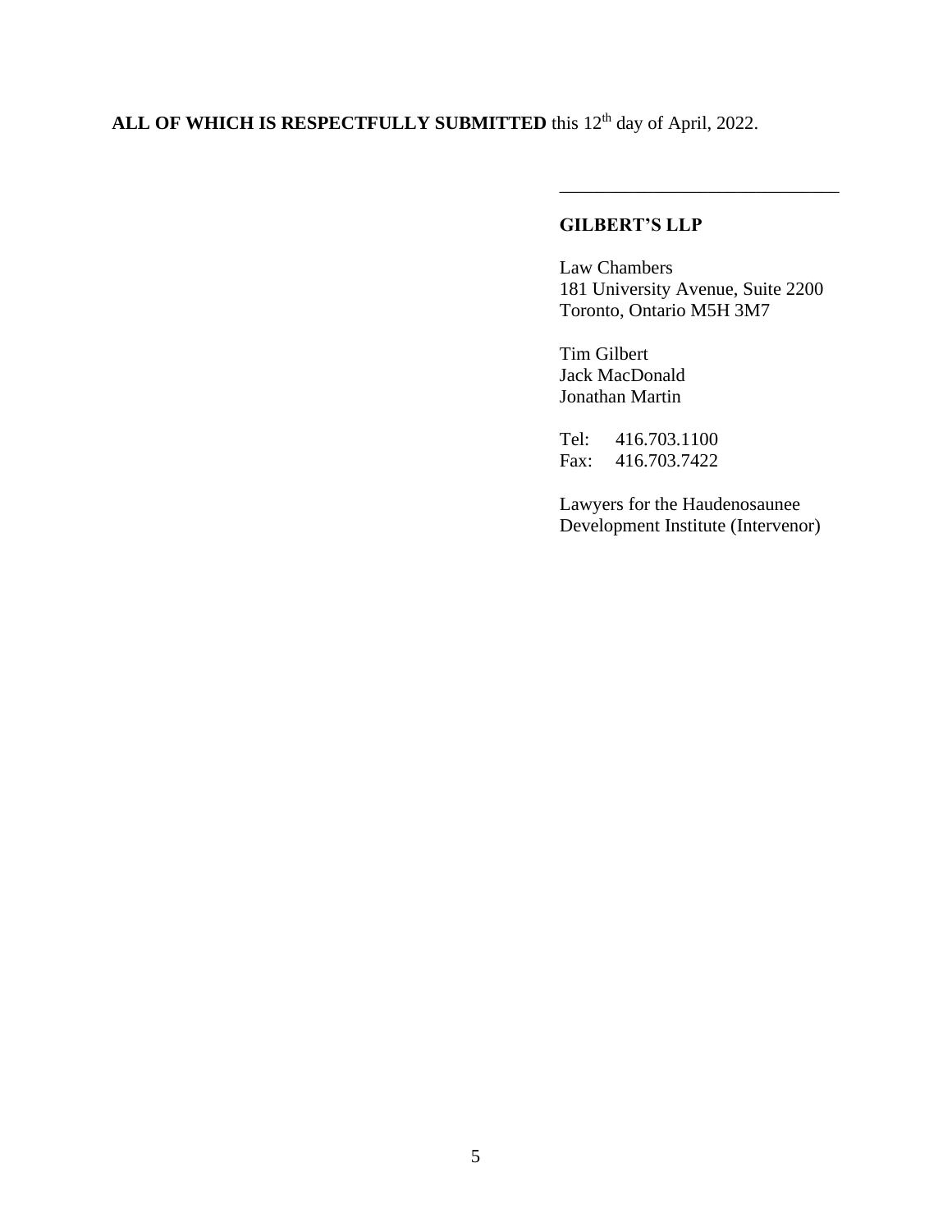**ALL OF WHICH IS RESPECTFULLY SUBMITTED** this 12th day of April, 2022.

______________________________

**GILBERT'S LLP**

Law Chambers
181 University Avenue, Suite 2200
Toronto, Ontario M5H 3M7

Tim Gilbert
Jack MacDonald
Jonathan Martin

Tel: 416.703.1100
Fax: 416.703.7422

Lawyers for the Haudenosaunee Development Institute (Intervenor)